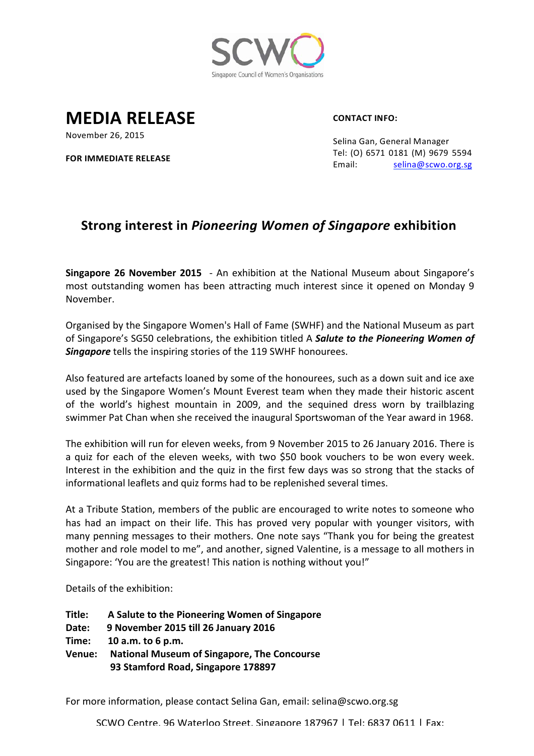SCWO

Singapore Council of Women's Organisations

# MEDIA RELEASE

November 26, 2015

**FOR IMMEDIATE RELEASE**

**CONTACT INFO:**

Selina Gan, General Manager
Tel: (O) 6571 0181 (M) 9679 5594
Email: selina@scwo.org.sg

## Strong interest in *Pioneering Women of Singapore* exhibition

**Singapore 26 November 2015** - An exhibition at the National Museum about Singapore's most outstanding women has been attracting much interest since it opened on Monday 9 November.

Organised by the Singapore Women's Hall of Fame (SWHF) and the National Museum as part of Singapore's SG50 celebrations, the exhibition titled A ***Salute to the Pioneering Women of Singapore*** tells the inspiring stories of the 119 SWHF honourees.

Also featured are artefacts loaned by some of the honourees, such as a down suit and ice axe used by the Singapore Women's Mount Everest team when they made their historic ascent of the world's highest mountain in 2009, and the sequined dress worn by trailblazing swimmer Pat Chan when she received the inaugural Sportswoman of the Year award in 1968.

The exhibition will run for eleven weeks, from 9 November 2015 to 26 January 2016. There is a quiz for each of the eleven weeks, with two $50 book vouchers to be won every week. Interest in the exhibition and the quiz in the first few days was so strong that the stacks of informational leaflets and quiz forms had to be replenished several times.

At a Tribute Station, members of the public are encouraged to write notes to someone who has had an impact on their life. This has proved very popular with younger visitors, with many penning messages to their mothers. One note says "Thank you for being the greatest mother and role model to me", and another, signed Valentine, is a message to all mothers in Singapore: 'You are the greatest! This nation is nothing without you!"

Details of the exhibition:

**Title:** **A Salute to the Pioneering Women of Singapore**
**Date:** **9 November 2015 till 26 January 2016**
**Time:** **10 a.m. to 6 p.m.**
**Venue:** **National Museum of Singapore, The Concourse**
**93 Stamford Road, Singapore 178897**

For more information, please contact Selina Gan, email: selina@scwo.org.sg

SCWO Centre, 96 Waterloo Street, Singapore 187967 | Tel: 6837 0611 | Fax: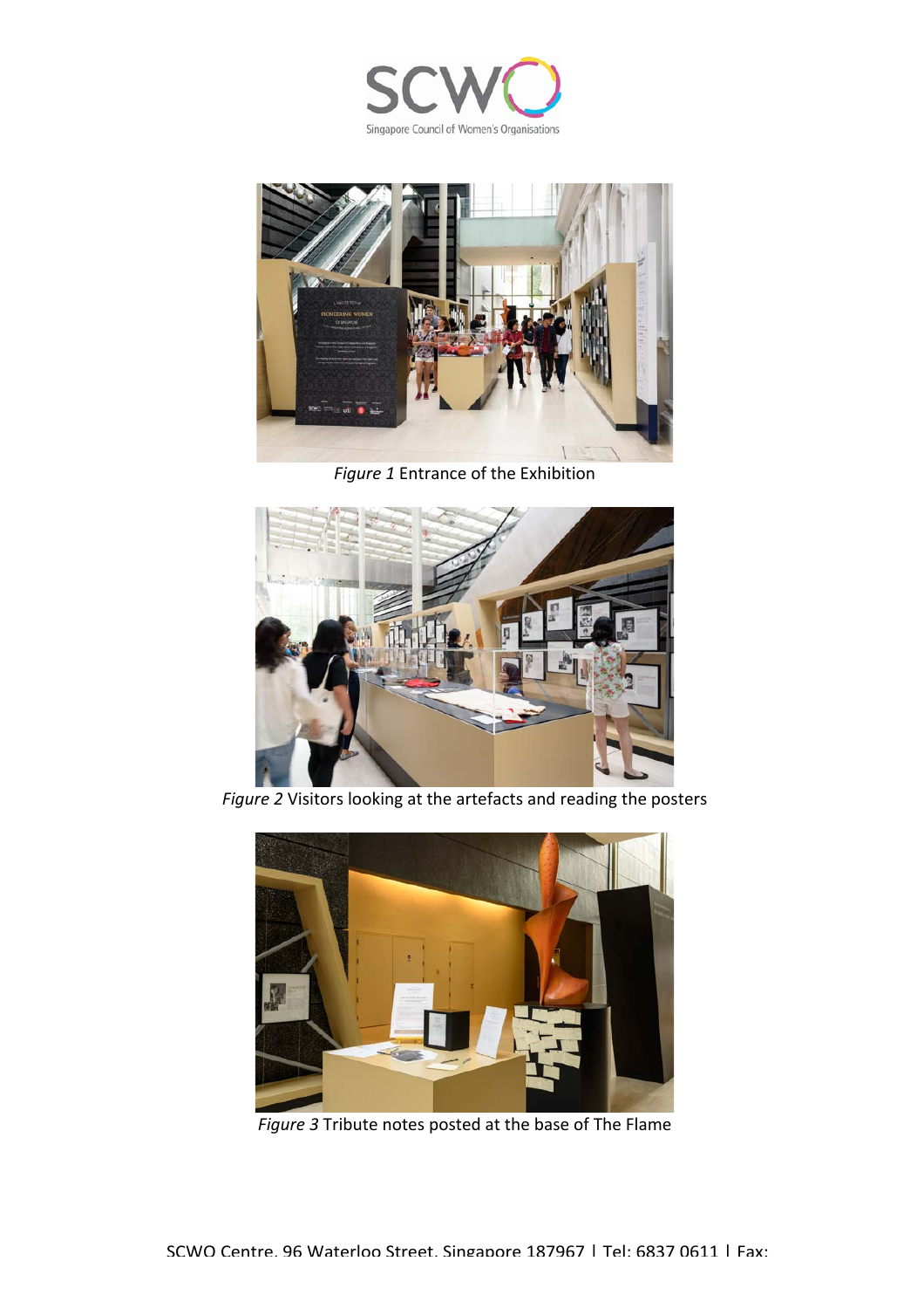*Figure 1* Entrance of the Exhibition

*Figure 2* Visitors looking at the artefacts and reading the posters

*Figure 3* Tribute notes posted at the base of The Flame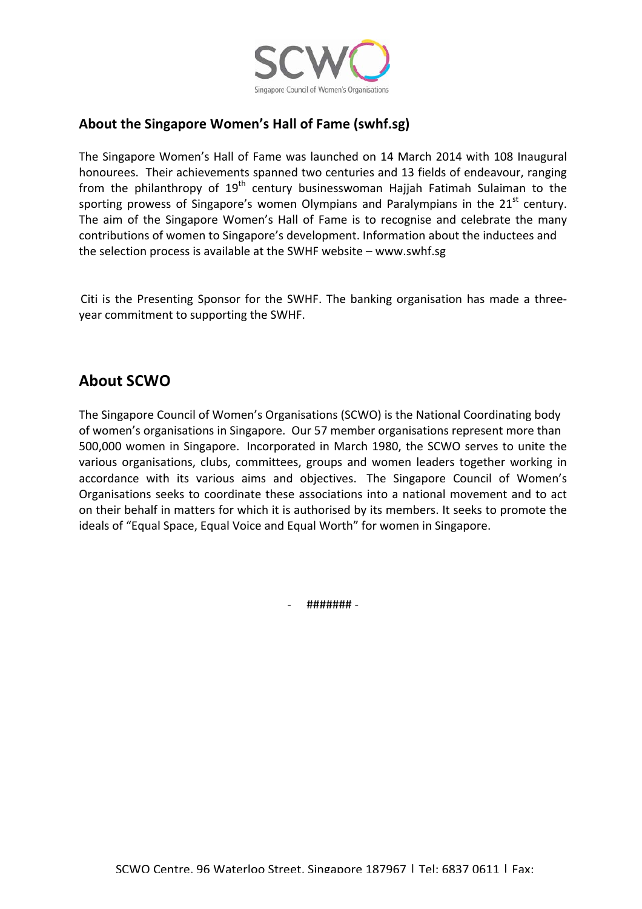## About the Singapore Women's Hall of Fame (swhf.sg)

The Singapore Women's Hall of Fame was launched on 14 March 2014 with 108 Inaugural honourees. Their achievements spanned two centuries and 13 fields of endeavour, ranging from the philanthropy of 19th century businesswoman Hajjah Fatimah Sulaiman to the sporting prowess of Singapore's women Olympians and Paralympians in the 21st century. The aim of the Singapore Women's Hall of Fame is to recognise and celebrate the many contributions of women to Singapore's development. Information about the inductees and the selection process is available at the SWHF website – www.swhf.sg

Citi is the Presenting Sponsor for the SWHF. The banking organisation has made a three-year commitment to supporting the SWHF.

## About SCWO

The Singapore Council of Women's Organisations (SCWO) is the National Coordinating body of women's organisations in Singapore. Our 57 member organisations represent more than 500,000 women in Singapore. Incorporated in March 1980, the SCWO serves to unite the various organisations, clubs, committees, groups and women leaders together working in accordance with its various aims and objectives. The Singapore Council of Women's Organisations seeks to coordinate these associations into a national movement and to act on their behalf in matters for which it is authorised by its members. It seeks to promote the ideals of "Equal Space, Equal Voice and Equal Worth" for women in Singapore.

- ####### -

SCWO Centre, 96 Waterloo Street, Singapore 187967 | Tel: 6837 0611 | Fax: